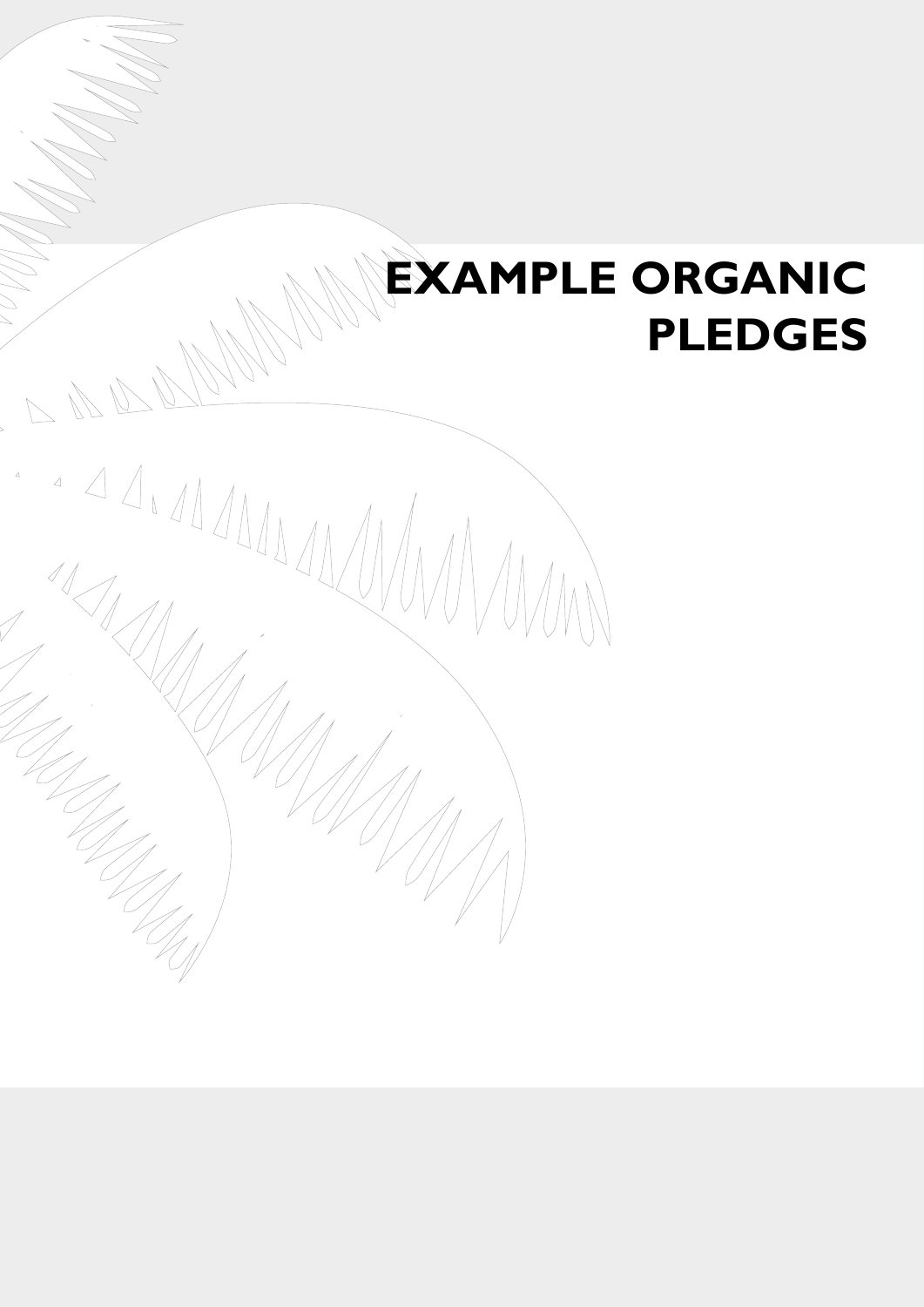# EXAMPLE ORGANIC PLEDGES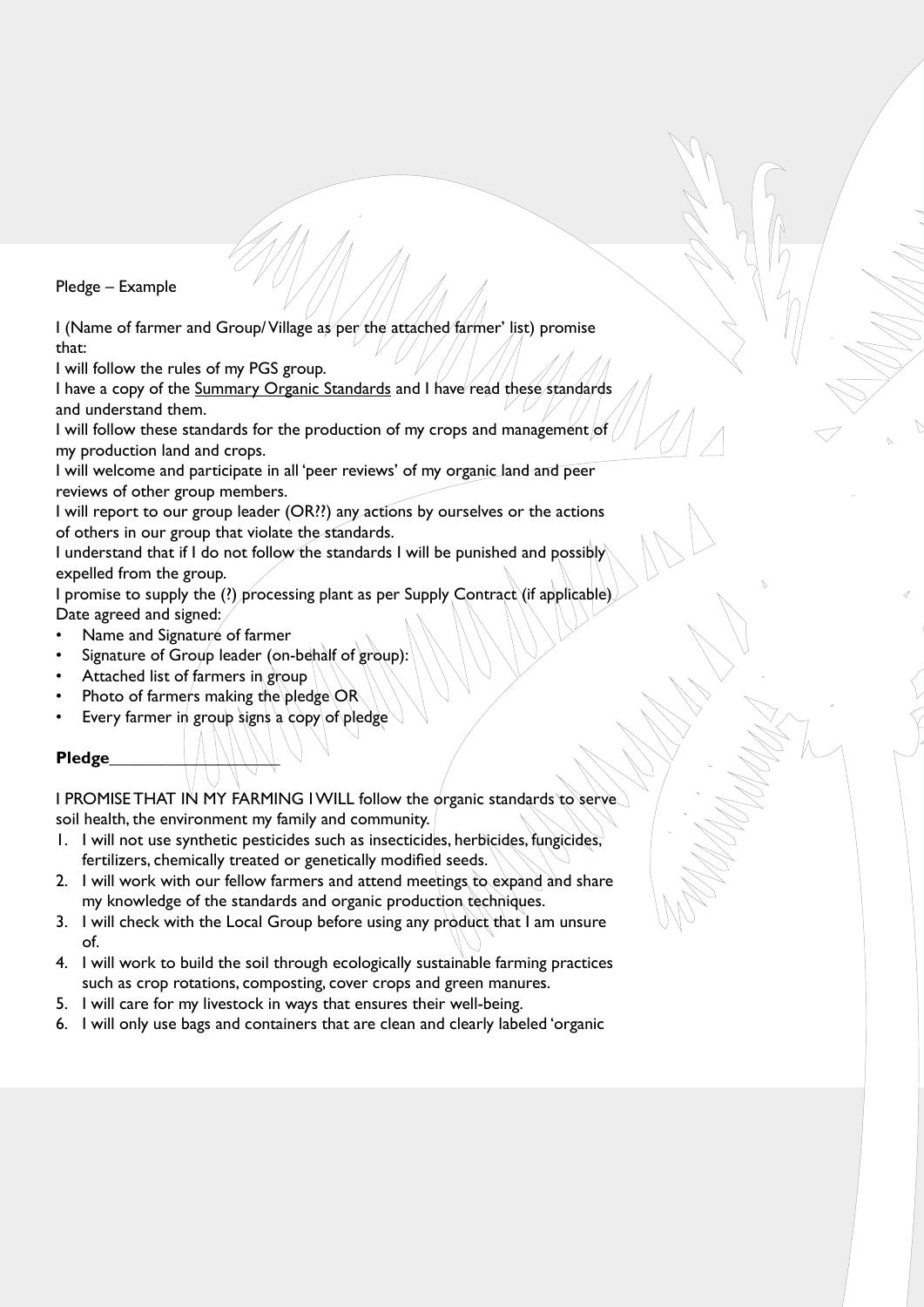Pledge – Example

I (Name of farmer and Group/ Village as per the attached farmer' list) promise that:

I will follow the rules of my PGS group.

I have a copy of the Summary Organic Standards and I have read these standards and understand them.

I will follow these standards for the production of my crops and management of my production land and crops.

I will welcome and participate in all 'peer reviews' of my organic land and peer reviews of other group members.

I will report to our group leader (OR??) any actions by ourselves or the actions of others in our group that violate the standards.

I understand that if I do not follow the standards I will be punished and possibly expelled from the group.

I promise to supply the (?) processing plant as per Supply Contract (if applicable)

Date agreed and signed:

- Name and Signature of farmer
- Signature of Group leader (on-behalf of group):
- Attached list of farmers in group
- Photo of farmers making the pledge OR
- Every farmer in group signs a copy of pledge

**Pledge**___________________

I PROMISE THAT IN MY FARMING I WILL follow the organic standards to serve soil health, the environment my family and community.

1. I will not use synthetic pesticides such as insecticides, herbicides, fungicides, fertilizers, chemically treated or genetically modified seeds.
2. I will work with our fellow farmers and attend meetings to expand and share my knowledge of the standards and organic production techniques.
3. I will check with the Local Group before using any product that I am unsure of.
4. I will work to build the soil through ecologically sustainable farming practices such as crop rotations, composting, cover crops and green manures.
5. I will care for my livestock in ways that ensures their well-being.
6. I will only use bags and containers that are clean and clearly labeled 'organic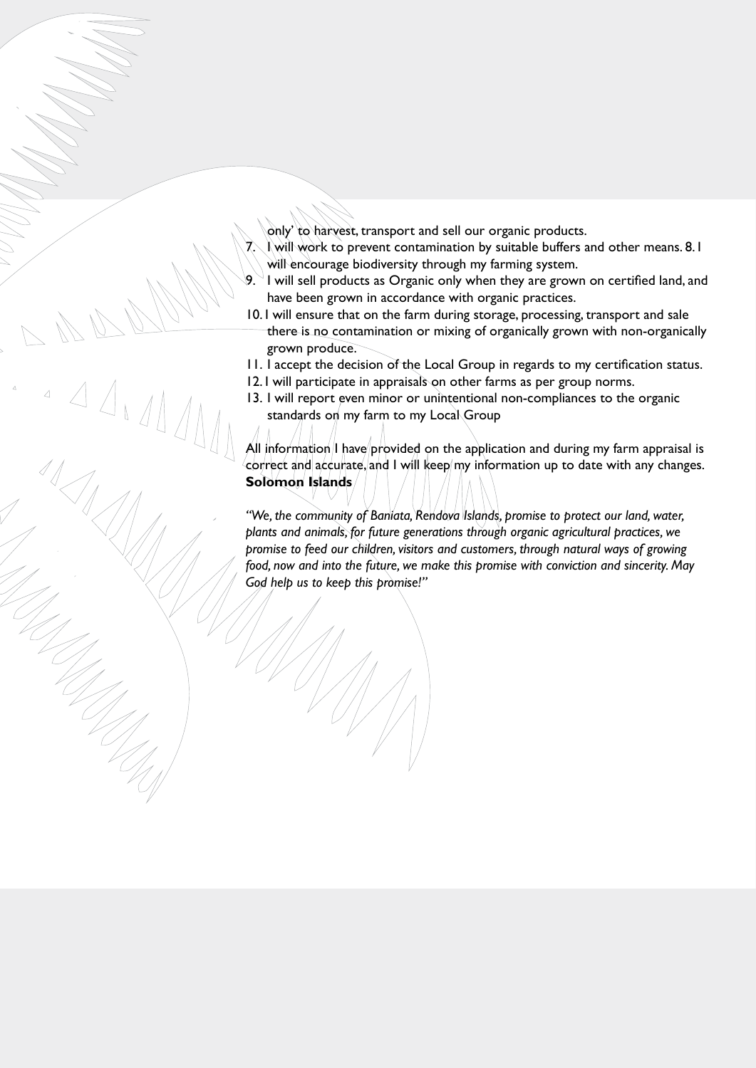only' to harvest, transport and sell our organic products.

7. I will work to prevent contamination by suitable buffers and other means. 8. I will encourage biodiversity through my farming system.
9. I will sell products as Organic only when they are grown on certified land, and have been grown in accordance with organic practices.
10. I will ensure that on the farm during storage, processing, transport and sale there is no contamination or mixing of organically grown with non-organically grown produce.
11. I accept the decision of the Local Group in regards to my certification status.
12. I will participate in appraisals on other farms as per group norms.
13. I will report even minor or unintentional non-compliances to the organic standards on my farm to my Local Group

All information I have provided on the application and during my farm appraisal is correct and accurate, and I will keep my information up to date with any changes.

**Solomon Islands**

*"We, the community of Baniata, Rendova Islands, promise to protect our land, water, plants and animals, for future generations through organic agricultural practices, we promise to feed our children, visitors and customers, through natural ways of growing food, now and into the future, we make this promise with conviction and sincerity. May God help us to keep this promise!"*